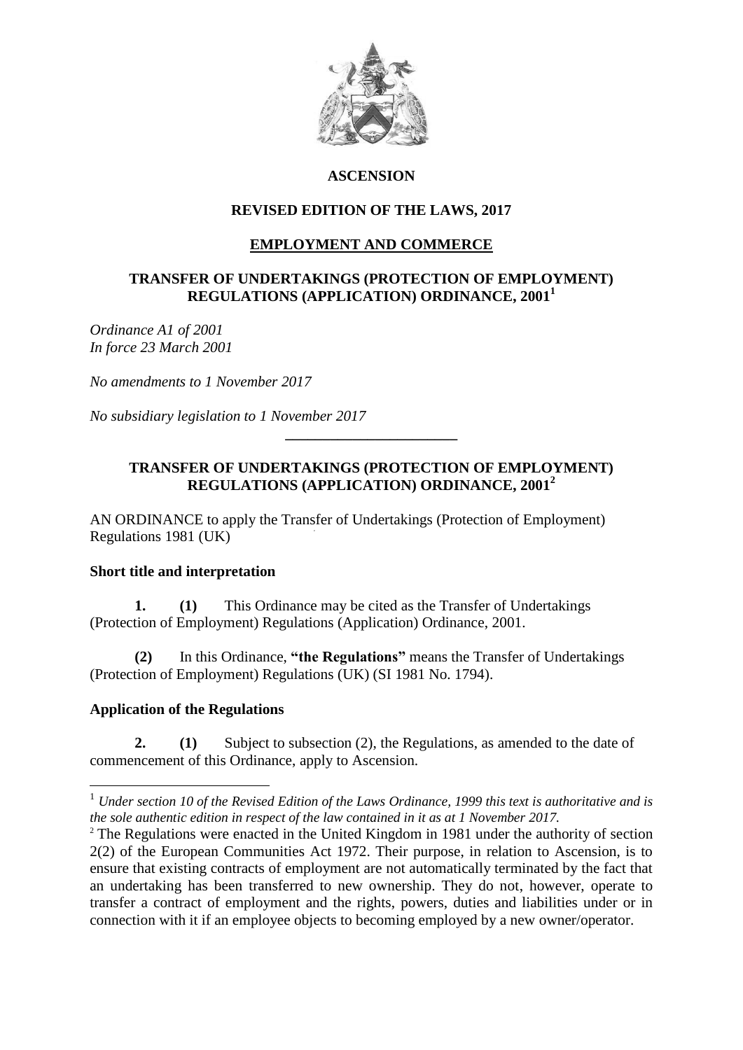**ASCENSION**

**REVISED EDITION OF THE LAWS, 2017**

**EMPLOYMENT AND COMMERCE**

# TRANSFER OF UNDERTAKINGS (PROTECTION OF EMPLOYMENT) REGULATIONS (APPLICATION) ORDINANCE, 2001[1]

*Ordinance A1 of 2001*
*In force 23 March 2001*

*No amendments to 1 November 2017*

*No subsidiary legislation to 1 November 2017*

---

## TRANSFER OF UNDERTAKINGS (PROTECTION OF EMPLOYMENT) REGULATIONS (APPLICATION) ORDINANCE, 2001[2]

AN ORDINANCE to apply the Transfer of Undertakings (Protection of Employment) Regulations 1981 (UK)

### Short title and interpretation

**1.** **(1)** This Ordinance may be cited as the Transfer of Undertakings (Protection of Employment) Regulations (Application) Ordinance, 2001.

**(2)** In this Ordinance, **"the Regulations"** means the Transfer of Undertakings (Protection of Employment) Regulations (UK) (SI 1981 No. 1794).

### Application of the Regulations

**2.** **(1)** Subject to subsection (2), the Regulations, as amended to the date of commencement of this Ordinance, apply to Ascension.

---

[1] *Under section 10 of the Revised Edition of the Laws Ordinance, 1999 this text is authoritative and is the sole authentic edition in respect of the law contained in it as at 1 November 2017.*

[2] The Regulations were enacted in the United Kingdom in 1981 under the authority of section 2(2) of the European Communities Act 1972. Their purpose, in relation to Ascension, is to ensure that existing contracts of employment are not automatically terminated by the fact that an undertaking has been transferred to new ownership. They do not, however, operate to transfer a contract of employment and the rights, powers, duties and liabilities under or in connection with it if an employee objects to becoming employed by a new owner/operator.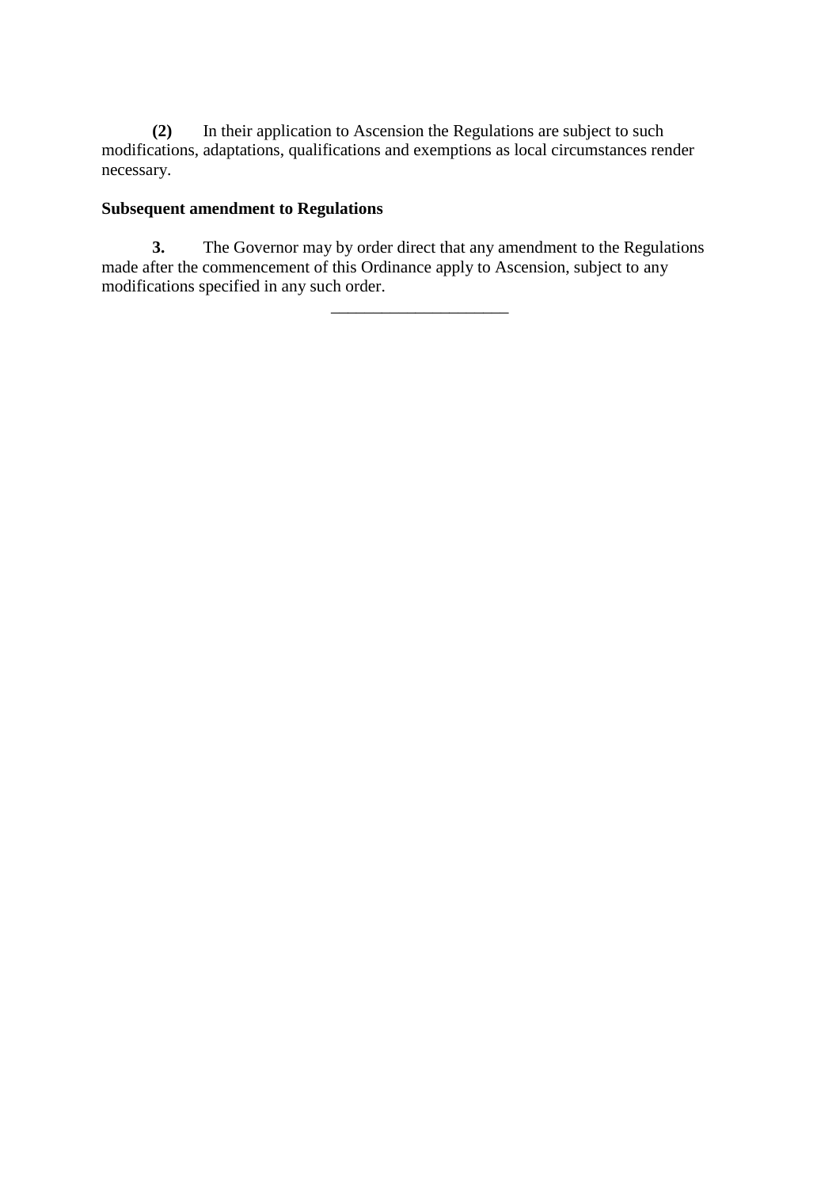**(2)** In their application to Ascension the Regulations are subject to such modifications, adaptations, qualifications and exemptions as local circumstances render necessary.

**Subsequent amendment to Regulations**

**3.** The Governor may by order direct that any amendment to the Regulations made after the commencement of this Ordinance apply to Ascension, subject to any modifications specified in any such order.

---